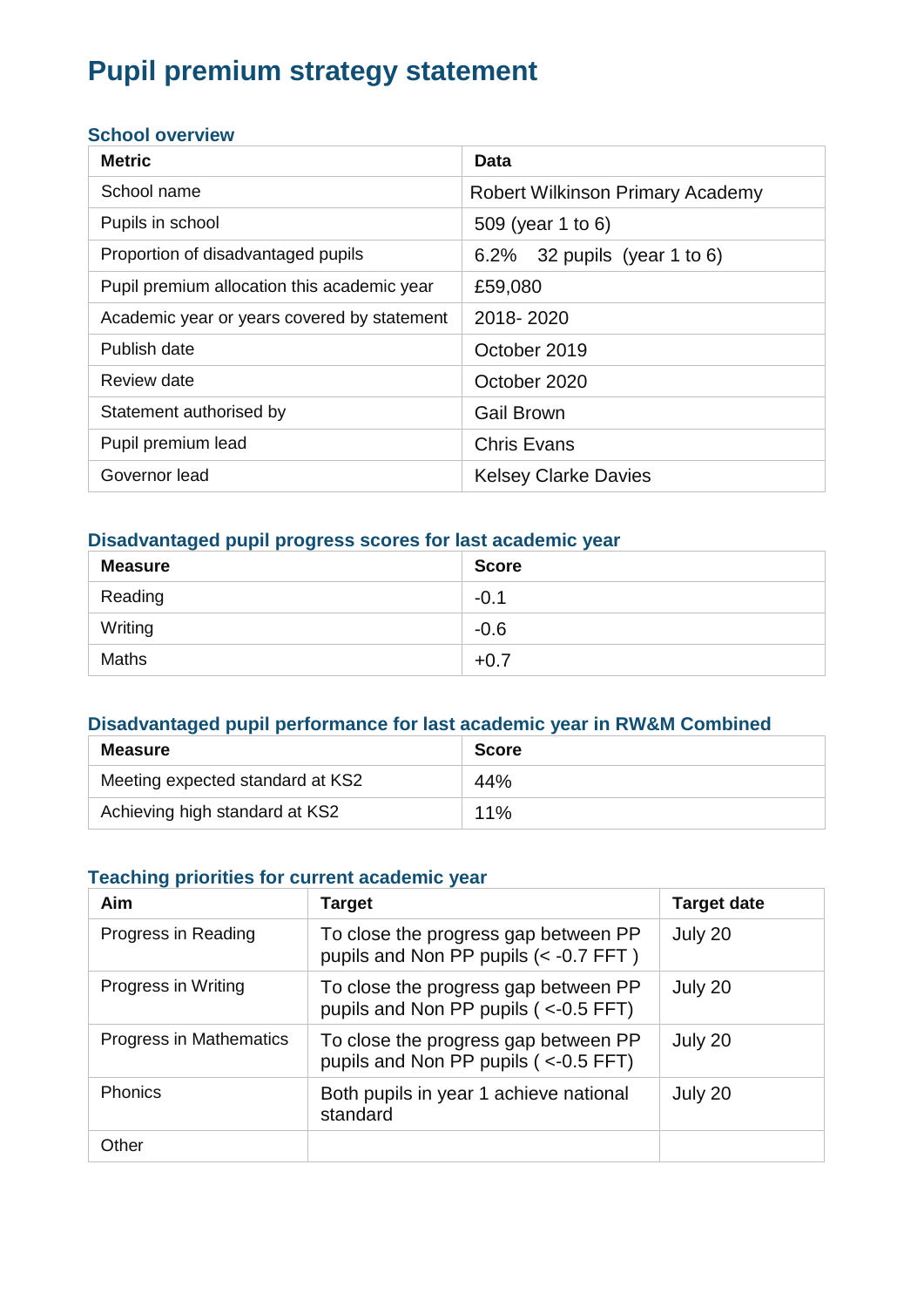# Pupil premium strategy statement

## School overview

| Metric | Data |
| --- | --- |
| School name | Robert Wilkinson Primary Academy |
| Pupils in school | 509 (year 1 to 6) |
| Proportion of disadvantaged pupils | 6.2% 32 pupils (year 1 to 6) |
| Pupil premium allocation this academic year | £59,080 |
| Academic year or years covered by statement | 2018- 2020 |
| Publish date | October 2019 |
| Review date | October 2020 |
| Statement authorised by | Gail Brown |
| Pupil premium lead | Chris Evans |
| Governor lead | Kelsey Clarke Davies |

## Disadvantaged pupil progress scores for last academic year

| Measure | Score |
| --- | --- |
| Reading | -0.1 |
| Writing | -0.6 |
| Maths | +0.7 |

## Disadvantaged pupil performance for last academic year in RW&M Combined

| Measure | Score |
| --- | --- |
| Meeting expected standard at KS2 | 44% |
| Achieving high standard at KS2 | 11% |

## Teaching priorities for current academic year

| Aim | Target | Target date |
| --- | --- | --- |
| Progress in Reading | To close the progress gap between PP pupils and Non PP pupils (< -0.7 FFT ) | July 20 |
| Progress in Writing | To close the progress gap between PP pupils and Non PP pupils ( <-0.5 FFT) | July 20 |
| Progress in Mathematics | To close the progress gap between PP pupils and Non PP pupils ( <-0.5 FFT) | July 20 |
| Phonics | Both pupils in year 1 achieve national standard | July 20 |
| Other | | |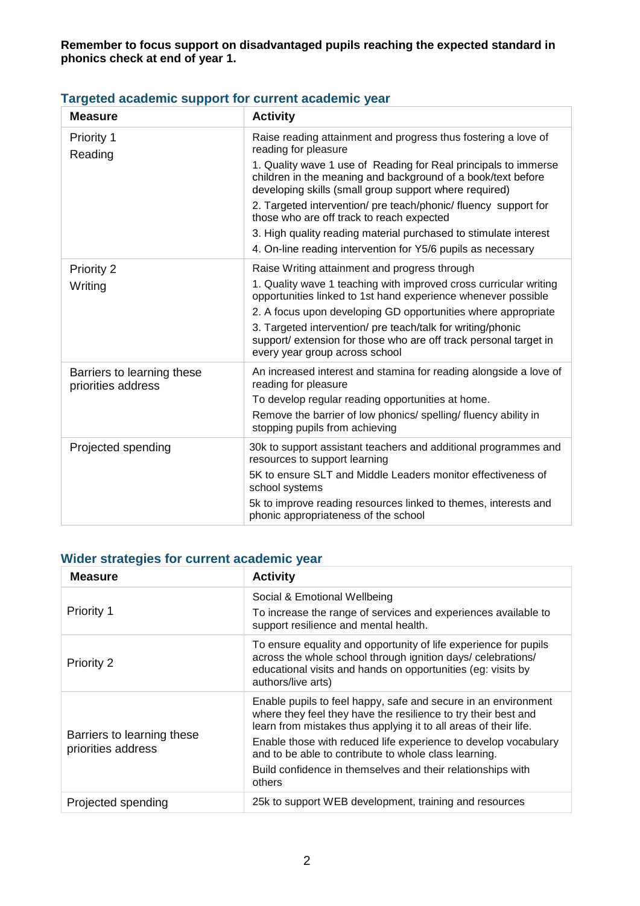**Remember to focus support on disadvantaged pupils reaching the expected standard in phonics check at end of year 1.**

## Targeted academic support for current academic year

| Measure | Activity |
|---|---|
| Priority 1<br>Reading | Raise reading attainment and progress thus fostering a love of reading for pleasure<br>1. Quality wave 1 use of Reading for Real principals to immerse children in the meaning and background of a book/text before developing skills (small group support where required)<br>2. Targeted intervention/ pre teach/phonic/ fluency support for those who are off track to reach expected<br>3. High quality reading material purchased to stimulate interest<br>4. On-line reading intervention for Y5/6 pupils as necessary |
| Priority 2<br>Writing | Raise Writing attainment and progress through<br>1. Quality wave 1 teaching with improved cross curricular writing opportunities linked to 1st hand experience whenever possible<br>2. A focus upon developing GD opportunities where appropriate<br>3. Targeted intervention/ pre teach/talk for writing/phonic support/ extension for those who are off track personal target in every year group across school |
| Barriers to learning these priorities address | An increased interest and stamina for reading alongside a love of reading for pleasure<br>To develop regular reading opportunities at home.<br>Remove the barrier of low phonics/ spelling/ fluency ability in stopping pupils from achieving |
| Projected spending | 30k to support assistant teachers and additional programmes and resources to support learning<br>5K to ensure SLT and Middle Leaders monitor effectiveness of school systems<br>5k to improve reading resources linked to themes, interests and phonic appropriateness of the school |

## Wider strategies for current academic year

| Measure | Activity |
|---|---|
| Priority 1 | Social & Emotional Wellbeing<br>To increase the range of services and experiences available to support resilience and mental health. |
| Priority 2 | To ensure equality and opportunity of life experience for pupils across the whole school through ignition days/ celebrations/ educational visits and hands on opportunities (eg: visits by authors/live arts) |
| Barriers to learning these priorities address | Enable pupils to feel happy, safe and secure in an environment where they feel they have the resilience to try their best and learn from mistakes thus applying it to all areas of their life.<br>Enable those with reduced life experience to develop vocabulary and to be able to contribute to whole class learning.<br>Build confidence in themselves and their relationships with others |
| Projected spending | 25k to support WEB development, training and resources |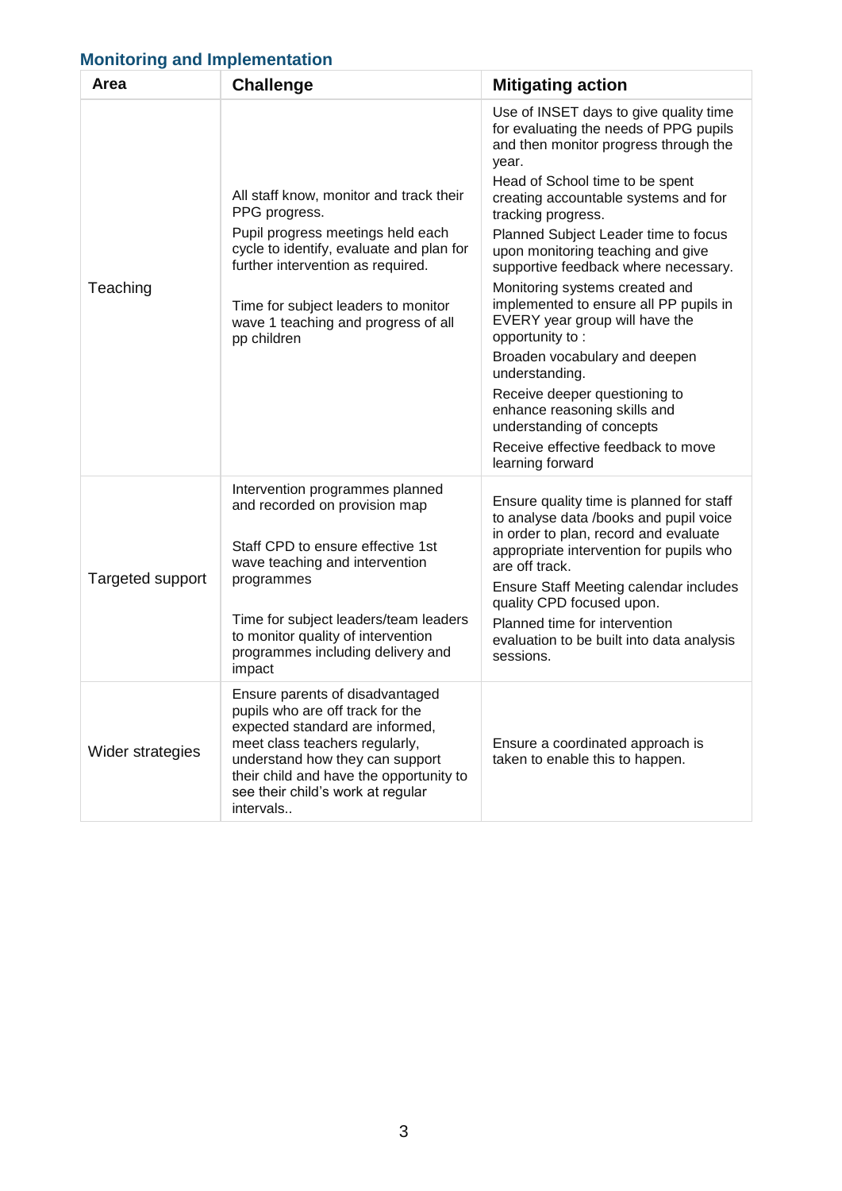## Monitoring and Implementation

| Area | Challenge | Mitigating action |
|---|---|---|
| Teaching | All staff know, monitor and track their PPG progress.<br>Pupil progress meetings held each cycle to identify, evaluate and plan for further intervention as required.<br><br>Time for subject leaders to monitor wave 1 teaching and progress of all pp children | Use of INSET days to give quality time for evaluating the needs of PPG pupils and then monitor progress through the year.<br>Head of School time to be spent creating accountable systems and for tracking progress.<br>Planned Subject Leader time to focus upon monitoring teaching and give supportive feedback where necessary.<br>Monitoring systems created and implemented to ensure all PP pupils in EVERY year group will have the opportunity to :<br>Broaden vocabulary and deepen understanding.<br>Receive deeper questioning to enhance reasoning skills and understanding of concepts<br>Receive effective feedback to move learning forward |
| Targeted support | Intervention programmes planned and recorded on provision map<br><br>Staff CPD to ensure effective 1st wave teaching and intervention programmes<br><br>Time for subject leaders/team leaders to monitor quality of intervention programmes including delivery and impact | Ensure quality time is planned for staff to analyse data /books and pupil voice in order to plan, record and evaluate appropriate intervention for pupils who are off track.<br>Ensure Staff Meeting calendar includes quality CPD focused upon.<br>Planned time for intervention evaluation to be built into data analysis sessions. |
| Wider strategies | Ensure parents of disadvantaged pupils who are off track for the expected standard are informed, meet class teachers regularly, understand how they can support their child and have the opportunity to see their child's work at regular intervals.. | Ensure a coordinated approach is taken to enable this to happen. |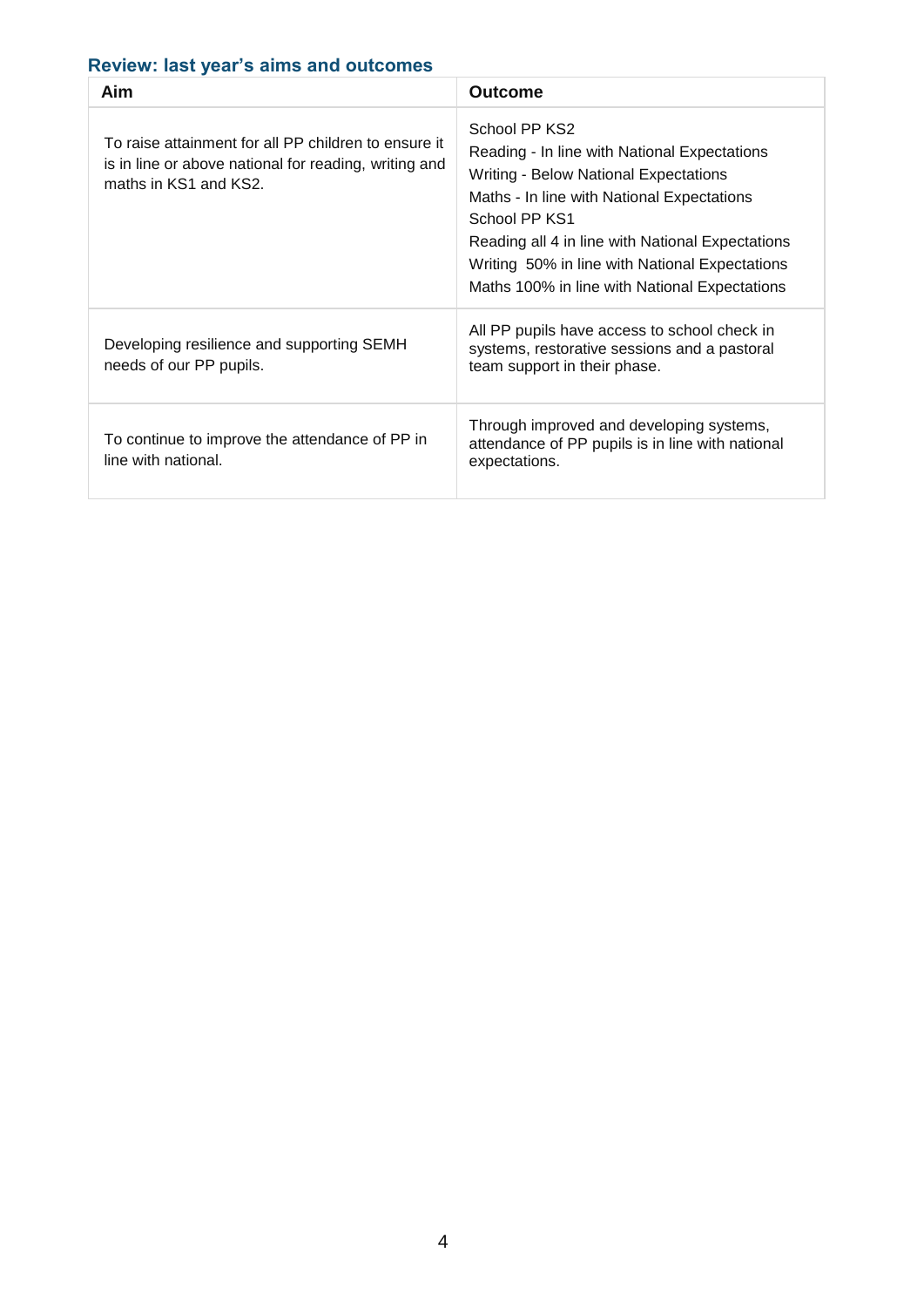## Review: last year's aims and outcomes

| Aim | Outcome |
|---|---|
| To raise attainment for all PP children to ensure it is in line or above national for reading, writing and maths in KS1 and KS2. | School PP KS2<br>Reading - In line with National Expectations<br>Writing - Below National Expectations<br>Maths - In line with National Expectations<br>School PP KS1<br>Reading all 4 in line with National Expectations<br>Writing 50% in line with National Expectations<br>Maths 100% in line with National Expectations |
| Developing resilience and supporting SEMH needs of our PP pupils. | All PP pupils have access to school check in systems, restorative sessions and a pastoral team support in their phase. |
| To continue to improve the attendance of PP in line with national. | Through improved and developing systems, attendance of PP pupils is in line with national expectations. |